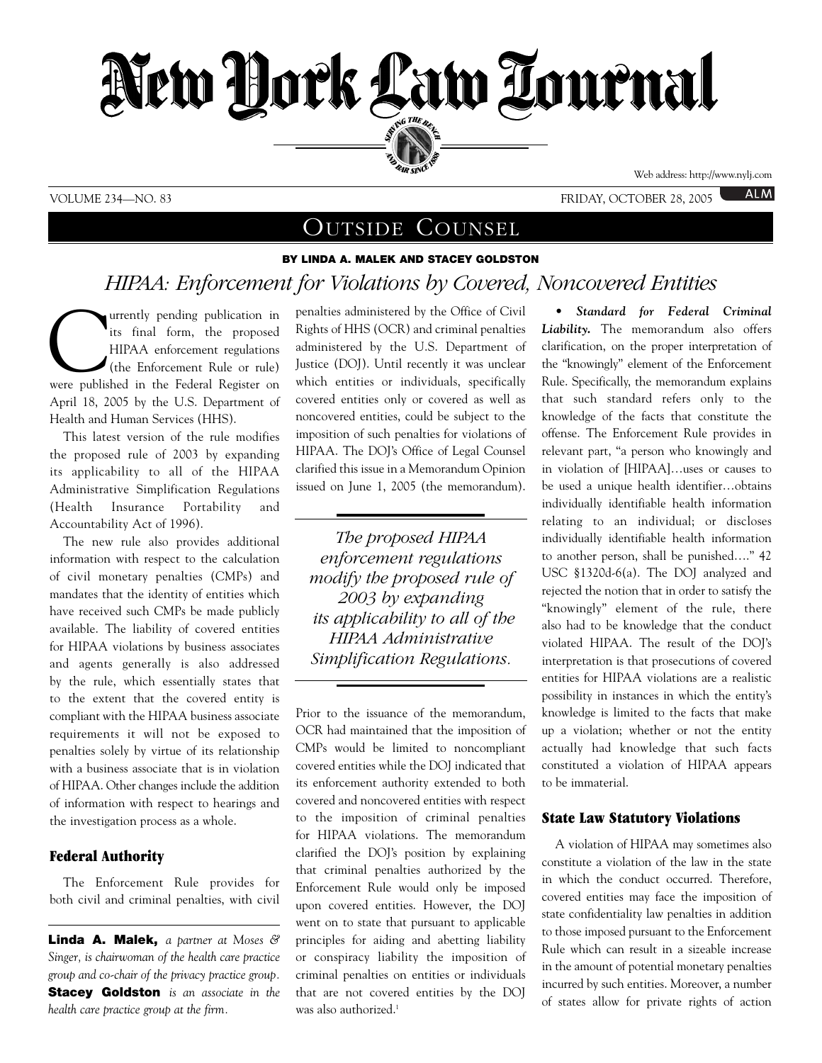# New York Law Journal

VOLUME 234—NO. 83 FRIDAY, OCTOBER 28, 2005

## Outside Counsel

**BY LINDA A. MALEK AND STACEY GOLDSTON**

# *HIPAA: Enforcement for Violations by Covered, Noncovered Entities*

Currently pending publication in its final form, the proposed HIPAA enforcement regulations (the Enforcement Rule or rule) were published in the Federal Register on April 18, 2005 by the U.S. Department of Health and Human Services (HHS).

This latest version of the rule modifies the proposed rule of 2003 by expanding its applicability to all of the HIPAA Administrative Simplification Regulations (Health Insurance Portability and Accountability Act of 1996).

The new rule also provides additional information with respect to the calculation of civil monetary penalties (CMPs) and mandates that the identity of entities which have received such CMPs be made publicly available. The liability of covered entities for HIPAA violations by business associates and agents generally is also addressed by the rule, which essentially states that to the extent that the covered entity is compliant with the HIPAA business associate requirements it will not be exposed to penalties solely by virtue of its relationship with a business associate that is in violation of HIPAA. Other changes include the addition of information with respect to hearings and the investigation process as a whole.

### Federal Authority

The Enforcement Rule provides for both civil and criminal penalties, with civil penalties administered by the Office of Civil Rights of HHS (OCR) and criminal penalties administered by the U.S. Department of Justice (DOJ). Until recently it was unclear which entities or individuals, specifically covered entities only or covered as well as noncovered entities, could be subject to the imposition of such penalties for violations of HIPAA. The DOJ's Office of Legal Counsel clarified this issue in a Memorandum Opinion issued on June 1, 2005 (the memorandum).

> *The proposed HIPAA enforcement regulations modify the proposed rule of 2003 by expanding its applicability to all of the HIPAA Administrative Simplification Regulations.*

Prior to the issuance of the memorandum, OCR had maintained that the imposition of CMPs would be limited to noncompliant covered entities while the DOJ indicated that its enforcement authority extended to both covered and noncovered entities with respect to the imposition of criminal penalties for HIPAA violations. The memorandum clarified the DOJ's position by explaining that criminal penalties authorized by the Enforcement Rule would only be imposed upon covered entities. However, the DOJ went on to state that pursuant to applicable principles for aiding and abetting liability or conspiracy liability the imposition of criminal penalties on entities or individuals that are not covered entities by the DOJ was also authorized.[1]

• ***Standard for Federal Criminal Liability.*** The memorandum also offers clarification, on the proper interpretation of the "knowingly" element of the Enforcement Rule. Specifically, the memorandum explains that such standard refers only to the knowledge of the facts that constitute the offense. The Enforcement Rule provides in relevant part, "a person who knowingly and in violation of [HIPAA]…uses or causes to be used a unique health identifier…obtains individually identifiable health information relating to an individual; or discloses individually identifiable health information to another person, shall be punished…." 42 USC §1320d-6(a). The DOJ analyzed and rejected the notion that in order to satisfy the "knowingly" element of the rule, there also had to be knowledge that the conduct violated HIPAA. The result of the DOJ's interpretation is that prosecutions of covered entities for HIPAA violations are a realistic possibility in instances in which the entity's knowledge is limited to the facts that make up a violation; whether or not the entity actually had knowledge that such facts constituted a violation of HIPAA appears to be immaterial.

### State Law Statutory Violations

A violation of HIPAA may sometimes also constitute a violation of the law in the state in which the conduct occurred. Therefore, covered entities may face the imposition of state confidentiality law penalties in addition to those imposed pursuant to the Enforcement Rule which can result in a sizeable increase in the amount of potential monetary penalties incurred by such entities. Moreover, a number of states allow for private rights of action

---

**Linda A. Malek,** *a partner at Moses & Singer, is chairwoman of the health care practice group and co-chair of the privacy practice group.* **Stacey Goldston** *is an associate in the health care practice group at the firm.*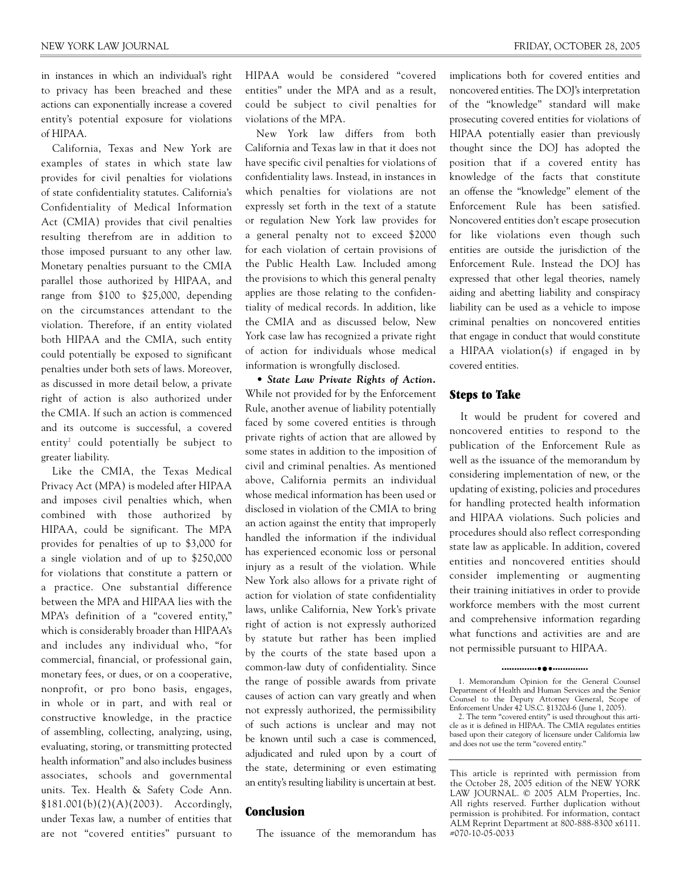in instances in which an individual's right to privacy has been breached and these actions can exponentially increase a covered entity's potential exposure for violations of HIPAA.

California, Texas and New York are examples of states in which state law provides for civil penalties for violations of state confidentiality statutes. California's Confidentiality of Medical Information Act (CMIA) provides that civil penalties resulting therefrom are in addition to those imposed pursuant to any other law. Monetary penalties pursuant to the CMIA parallel those authorized by HIPAA, and range from $100 to $25,000, depending on the circumstances attendant to the violation. Therefore, if an entity violated both HIPAA and the CMIA, such entity could potentially be exposed to significant penalties under both sets of laws. Moreover, as discussed in more detail below, a private right of action is also authorized under the CMIA. If such an action is commenced and its outcome is successful, a covered entity[2] could potentially be subject to greater liability.

Like the CMIA, the Texas Medical Privacy Act (MPA) is modeled after HIPAA and imposes civil penalties which, when combined with those authorized by HIPAA, could be significant. The MPA provides for penalties of up to $3,000 for a single violation and of up to $250,000 for violations that constitute a pattern or a practice. One substantial difference between the MPA and HIPAA lies with the MPA's definition of a "covered entity," which is considerably broader than HIPAA's and includes any individual who, "for commercial, financial, or professional gain, monetary fees, or dues, or on a cooperative, nonprofit, or pro bono basis, engages, in whole or in part, and with real or constructive knowledge, in the practice of assembling, collecting, analyzing, using, evaluating, storing, or transmitting protected health information" and also includes business associates, schools and governmental units. Tex. Health & Safety Code Ann. §181.001(b)(2)(A)(2003). Accordingly, under Texas law, a number of entities that are not "covered entities" pursuant to HIPAA would be considered "covered entities" under the MPA and as a result, could be subject to civil penalties for violations of the MPA.

New York law differs from both California and Texas law in that it does not have specific civil penalties for violations of confidentiality laws. Instead, in instances in which penalties for violations are not expressly set forth in the text of a statute or regulation New York law provides for a general penalty not to exceed $2000 for each violation of certain provisions of the Public Health Law. Included among the provisions to which this general penalty applies are those relating to the confidentiality of medical records. In addition, like the CMIA and as discussed below, New York case law has recognized a private right of action for individuals whose medical information is wrongfully disclosed.

• ***State Law Private Rights of Action.*** While not provided for by the Enforcement Rule, another avenue of liability potentially faced by some covered entities is through private rights of action that are allowed by some states in addition to the imposition of civil and criminal penalties. As mentioned above, California permits an individual whose medical information has been used or disclosed in violation of the CMIA to bring an action against the entity that improperly handled the information if the individual has experienced economic loss or personal injury as a result of the violation. While New York also allows for a private right of action for violation of state confidentiality laws, unlike California, New York's private right of action is not expressly authorized by statute but rather has been implied by the courts of the state based upon a common-law duty of confidentiality. Since the range of possible awards from private causes of action can vary greatly and when not expressly authorized, the permissibility of such actions is unclear and may not be known until such a case is commenced, adjudicated and ruled upon by a court of the state, determining or even estimating an entity's resulting liability is uncertain at best.

## Conclusion

The issuance of the memorandum has implications both for covered entities and noncovered entities. The DOJ's interpretation of the "knowledge" standard will make prosecuting covered entities for violations of HIPAA potentially easier than previously thought since the DOJ has adopted the position that if a covered entity has knowledge of the facts that constitute an offense the "knowledge" element of the Enforcement Rule has been satisfied. Noncovered entities don't escape prosecution for like violations even though such entities are outside the jurisdiction of the Enforcement Rule. Instead the DOJ has expressed that other legal theories, namely aiding and abetting liability and conspiracy liability can be used as a vehicle to impose criminal penalties on noncovered entities that engage in conduct that would constitute a HIPAA violation(s) if engaged in by covered entities.

## Steps to Take

It would be prudent for covered and noncovered entities to respond to the publication of the Enforcement Rule as well as the issuance of the memorandum by considering implementation of new, or the updating of existing, policies and procedures for handling protected health information and HIPAA violations. Such policies and procedures should also reflect corresponding state law as applicable. In addition, covered entities and noncovered entities should consider implementing or augmenting their training initiatives in order to provide workforce members with the most current and comprehensive information regarding what functions and activities are and are not permissible pursuant to HIPAA.

---

1. Memorandum Opinion for the General Counsel Department of Health and Human Services and the Senior Counsel to the Deputy Attorney General, Scope of Enforcement Under 42 US.C. §1320d-6 (June 1, 2005).

2. The term "covered entity" is used throughout this article as it is defined in HIPAA. The CMIA regulates entities based upon their category of licensure under California law and does not use the term "covered entity."

---

This article is reprinted with permission from the October 28, 2005 edition of the NEW YORK LAW JOURNAL. © 2005 ALM Properties, Inc. All rights reserved. Further duplication without permission is prohibited. For information, contact ALM Reprint Department at 800-888-8300 x6111. #070-10-05-0033